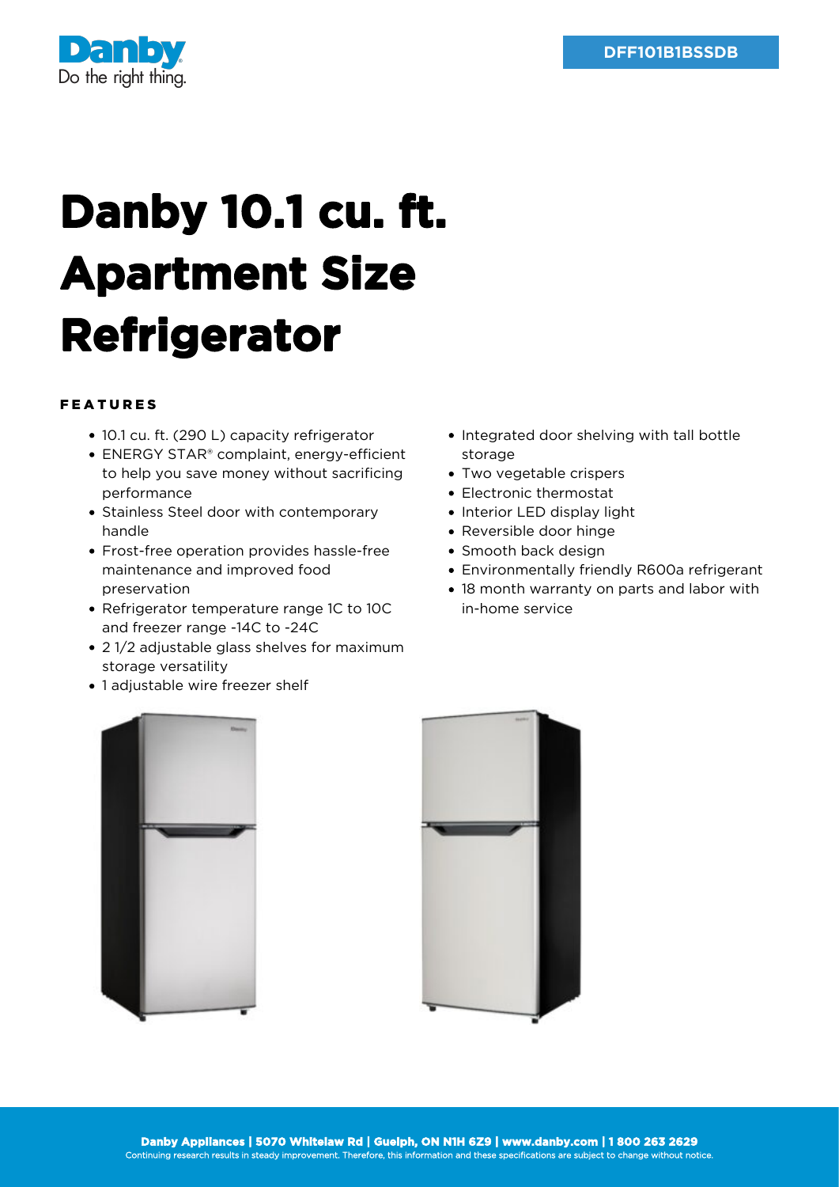DFF101B1BSSDB

# Danby 10.1 cu. ft. Apartment Size Refrigerator

## FEATURES

- 10.1 cu. ft. (290 L) capacity refrigerator
- ENERGY STAR® complaint, energy-efficient to help you save money without sacrificing performance
- Stainless Steel door with contemporary handle
- Frost-free operation provides hassle-free maintenance and improved food preservation
- Refrigerator temperature range 1C to 10C and freezer range -14C to -24C
- 2 1/2 adjustable glass shelves for maximum storage versatility
- 1 adjustable wire freezer shelf
- Integrated door shelving with tall bottle storage
- Two vegetable crispers
- Electronic thermostat
- Interior LED display light
- Reversible door hinge
- Smooth back design
- Environmentally friendly R600a refrigerant
- 18 month warranty on parts and labor with in-home service

**Danby Appliances | 5070 Whitelaw Rd | Guelph, ON N1H 6Z9 | www.danby.com | 1 800 263 2629**

Continuing research results in steady improvement. Therefore, this information and these specifications are subject to change without notice.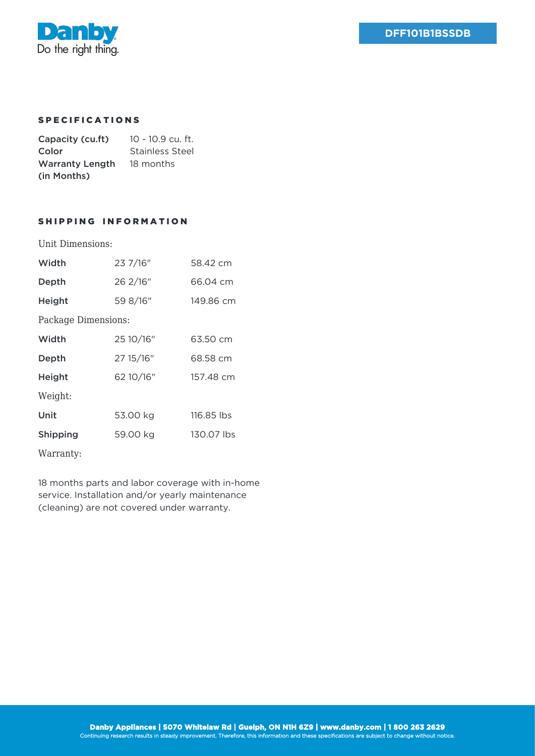Danby
Do the right thing.

DFF101B1BSSDB

## SPECIFICATIONS

| | |
|---|---|
| **Capacity (cu.ft)** | 10 - 10.9 cu. ft. |
| **Color** | Stainless Steel |
| **Warranty Length (in Months)** | 18 months |

## SHIPPING INFORMATION

Unit Dimensions:

| | | |
|---|---|---|
| **Width** | 23 7/16" | 58.42 cm |
| **Depth** | 26 2/16" | 66.04 cm |
| **Height** | 59 8/16" | 149.86 cm |

Package Dimensions:

| | | |
|---|---|---|
| **Width** | 25 10/16" | 63.50 cm |
| **Depth** | 27 15/16" | 68.58 cm |
| **Height** | 62 10/16" | 157.48 cm |

Weight:

| | | |
|---|---|---|
| **Unit** | 53.00 kg | 116.85 lbs |
| **Shipping** | 59.00 kg | 130.07 lbs |

Warranty:

18 months parts and labor coverage with in-home service. Installation and/or yearly maintenance (cleaning) are not covered under warranty.

**Danby Appliances | 5070 Whitelaw Rd | Guelph, ON N1H 6Z9 | www.danby.com | 1 800 263 2629**
Continuing research results in steady improvement. Therefore, this information and these specifications are subject to change without notice.